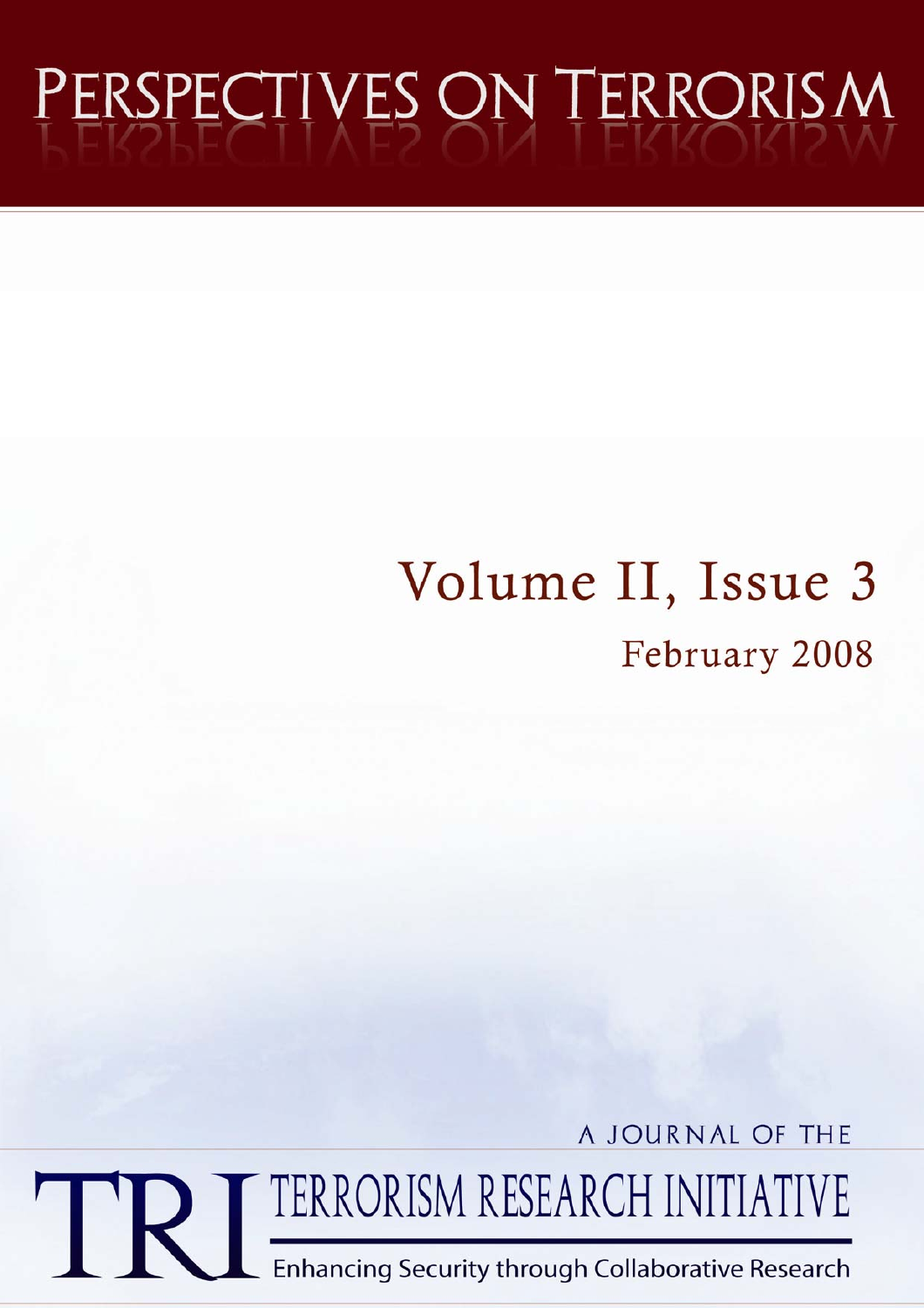# PERSPECTIVES ON TERRORISM

## Volume II, Issue 3

February 2008

A JOURNAL OF THE

TRI TERRORISM RESEARCH INITIATIVE

Enhancing Security through Collaborative Research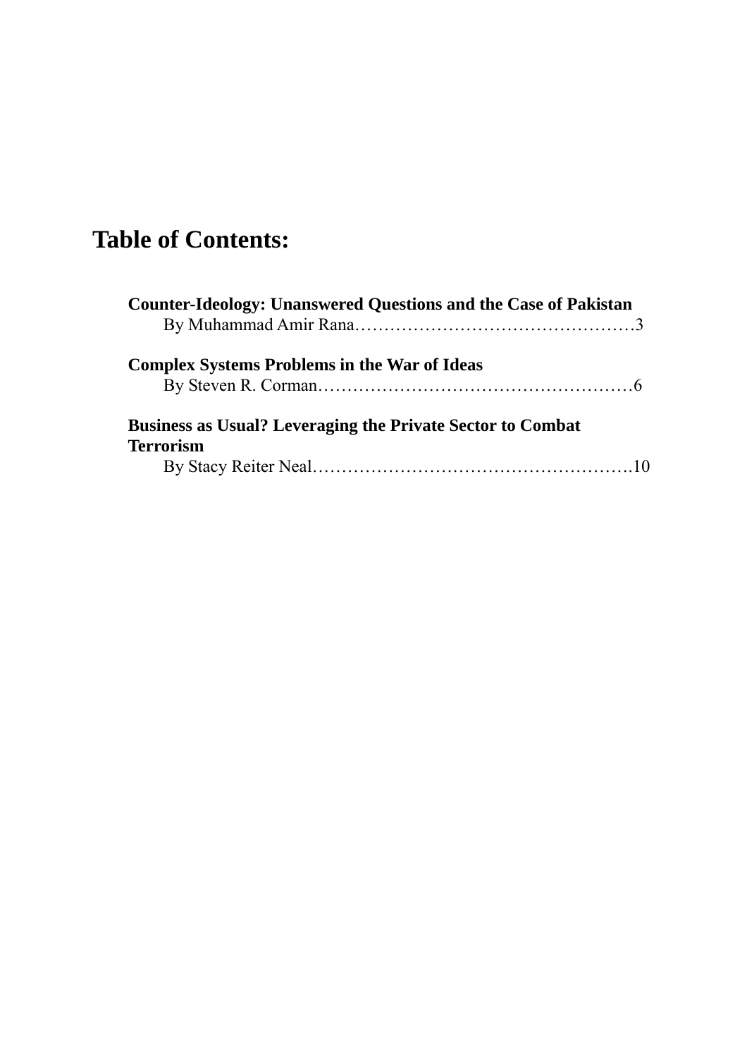# Table of Contents:

**Counter-Ideology: Unanswered Questions and the Case of Pakistan**
By Muhammad Amir Rana…………………………………………3

**Complex Systems Problems in the War of Ideas**
By Steven R. Corman……………………………………………6

**Business as Usual? Leveraging the Private Sector to Combat Terrorism**
By Stacy Reiter Neal…………………………………………….10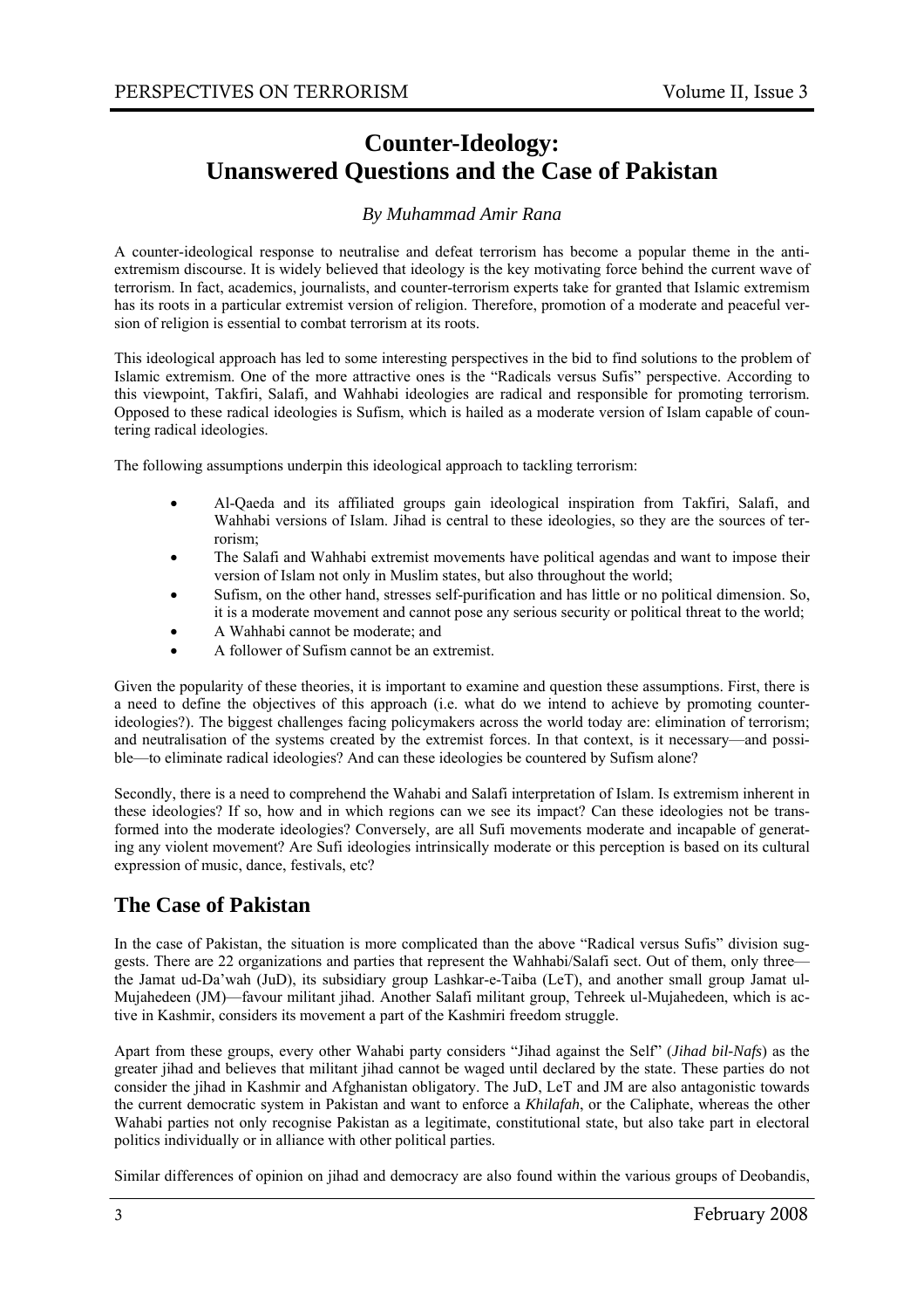# Counter-Ideology: Unanswered Questions and the Case of Pakistan

*By Muhammad Amir Rana*

A counter-ideological response to neutralise and defeat terrorism has become a popular theme in the anti-extremism discourse. It is widely believed that ideology is the key motivating force behind the current wave of terrorism. In fact, academics, journalists, and counter-terrorism experts take for granted that Islamic extremism has its roots in a particular extremist version of religion. Therefore, promotion of a moderate and peaceful version of religion is essential to combat terrorism at its roots.

This ideological approach has led to some interesting perspectives in the bid to find solutions to the problem of Islamic extremism. One of the more attractive ones is the "Radicals versus Sufis" perspective. According to this viewpoint, Takfiri, Salafi, and Wahhabi ideologies are radical and responsible for promoting terrorism. Opposed to these radical ideologies is Sufism, which is hailed as a moderate version of Islam capable of countering radical ideologies.

The following assumptions underpin this ideological approach to tackling terrorism:

- Al-Qaeda and its affiliated groups gain ideological inspiration from Takfiri, Salafi, and Wahhabi versions of Islam. Jihad is central to these ideologies, so they are the sources of terrorism;
- The Salafi and Wahhabi extremist movements have political agendas and want to impose their version of Islam not only in Muslim states, but also throughout the world;
- Sufism, on the other hand, stresses self-purification and has little or no political dimension. So, it is a moderate movement and cannot pose any serious security or political threat to the world;
- A Wahhabi cannot be moderate; and
- A follower of Sufism cannot be an extremist.

Given the popularity of these theories, it is important to examine and question these assumptions. First, there is a need to define the objectives of this approach (i.e. what do we intend to achieve by promoting counter-ideologies?). The biggest challenges facing policymakers across the world today are: elimination of terrorism; and neutralisation of the systems created by the extremist forces. In that context, is it necessary—and possible—to eliminate radical ideologies? And can these ideologies be countered by Sufism alone?

Secondly, there is a need to comprehend the Wahabi and Salafi interpretation of Islam. Is extremism inherent in these ideologies? If so, how and in which regions can we see its impact? Can these ideologies not be transformed into the moderate ideologies? Conversely, are all Sufi movements moderate and incapable of generating any violent movement? Are Sufi ideologies intrinsically moderate or this perception is based on its cultural expression of music, dance, festivals, etc?

## The Case of Pakistan

In the case of Pakistan, the situation is more complicated than the above "Radical versus Sufis" division suggests. There are 22 organizations and parties that represent the Wahhabi/Salafi sect. Out of them, only three—the Jamat ud-Da'wah (JuD), its subsidiary group Lashkar-e-Taiba (LeT), and another small group Jamat ul-Mujahedeen (JM)—favour militant jihad. Another Salafi militant group, Tehreek ul-Mujahedeen, which is active in Kashmir, considers its movement a part of the Kashmiri freedom struggle.

Apart from these groups, every other Wahabi party considers "Jihad against the Self" (*Jihad bil-Nafs*) as the greater jihad and believes that militant jihad cannot be waged until declared by the state. These parties do not consider the jihad in Kashmir and Afghanistan obligatory. The JuD, LeT and JM are also antagonistic towards the current democratic system in Pakistan and want to enforce a *Khilafah*, or the Caliphate, whereas the other Wahabi parties not only recognise Pakistan as a legitimate, constitutional state, but also take part in electoral politics individually or in alliance with other political parties.

Similar differences of opinion on jihad and democracy are also found within the various groups of Deobandis,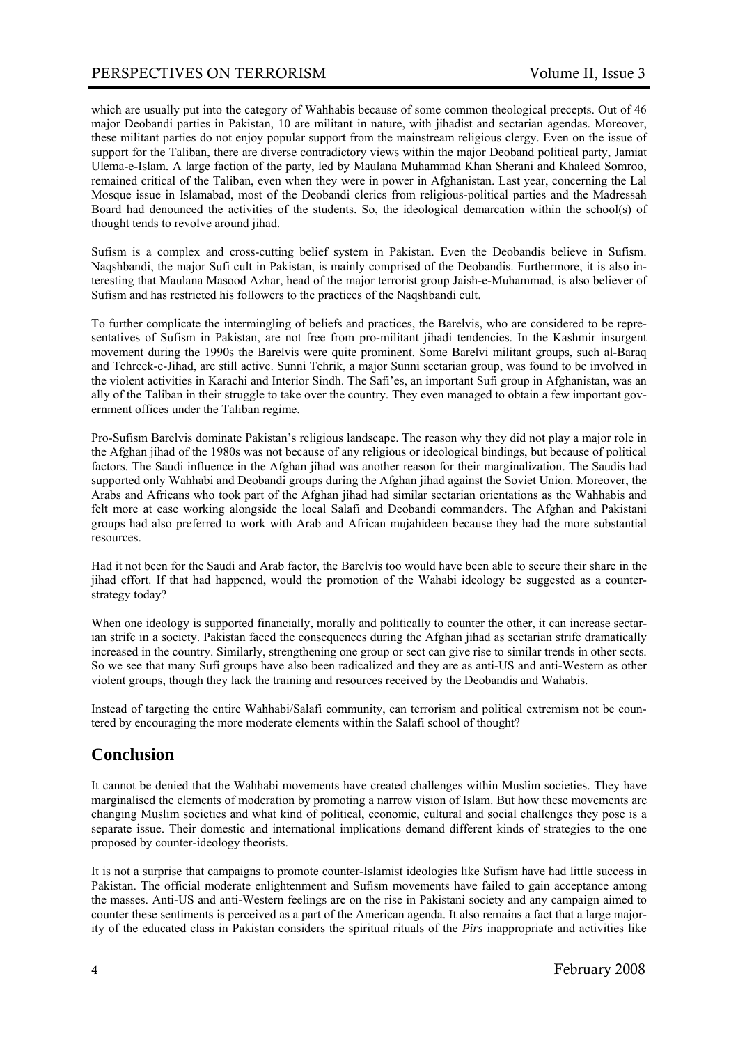which are usually put into the category of Wahhabis because of some common theological precepts. Out of 46 major Deobandi parties in Pakistan, 10 are militant in nature, with jihadist and sectarian agendas. Moreover, these militant parties do not enjoy popular support from the mainstream religious clergy. Even on the issue of support for the Taliban, there are diverse contradictory views within the major Deoband political party, Jamiat Ulema-e-Islam. A large faction of the party, led by Maulana Muhammad Khan Sherani and Khaleed Somroo, remained critical of the Taliban, even when they were in power in Afghanistan. Last year, concerning the Lal Mosque issue in Islamabad, most of the Deobandi clerics from religious-political parties and the Madressah Board had denounced the activities of the students. So, the ideological demarcation within the school(s) of thought tends to revolve around jihad.

Sufism is a complex and cross-cutting belief system in Pakistan. Even the Deobandis believe in Sufism. Naqshbandi, the major Sufi cult in Pakistan, is mainly comprised of the Deobandis. Furthermore, it is also interesting that Maulana Masood Azhar, head of the major terrorist group Jaish-e-Muhammad, is also believer of Sufism and has restricted his followers to the practices of the Naqshbandi cult.

To further complicate the intermingling of beliefs and practices, the Barelvis, who are considered to be representatives of Sufism in Pakistan, are not free from pro-militant jihadi tendencies. In the Kashmir insurgent movement during the 1990s the Barelvis were quite prominent. Some Barelvi militant groups, such al-Baraq and Tehreek-e-Jihad, are still active. Sunni Tehrik, a major Sunni sectarian group, was found to be involved in the violent activities in Karachi and Interior Sindh. The Safi'es, an important Sufi group in Afghanistan, was an ally of the Taliban in their struggle to take over the country. They even managed to obtain a few important government offices under the Taliban regime.

Pro-Sufism Barelvis dominate Pakistan's religious landscape. The reason why they did not play a major role in the Afghan jihad of the 1980s was not because of any religious or ideological bindings, but because of political factors. The Saudi influence in the Afghan jihad was another reason for their marginalization. The Saudis had supported only Wahhabi and Deobandi groups during the Afghan jihad against the Soviet Union. Moreover, the Arabs and Africans who took part of the Afghan jihad had similar sectarian orientations as the Wahhabis and felt more at ease working alongside the local Salafi and Deobandi commanders. The Afghan and Pakistani groups had also preferred to work with Arab and African mujahideen because they had the more substantial resources.

Had it not been for the Saudi and Arab factor, the Barelvis too would have been able to secure their share in the jihad effort. If that had happened, would the promotion of the Wahabi ideology be suggested as a counter-strategy today?

When one ideology is supported financially, morally and politically to counter the other, it can increase sectarian strife in a society. Pakistan faced the consequences during the Afghan jihad as sectarian strife dramatically increased in the country. Similarly, strengthening one group or sect can give rise to similar trends in other sects. So we see that many Sufi groups have also been radicalized and they are as anti-US and anti-Western as other violent groups, though they lack the training and resources received by the Deobandis and Wahabis.

Instead of targeting the entire Wahhabi/Salafi community, can terrorism and political extremism not be countered by encouraging the more moderate elements within the Salafi school of thought?

## Conclusion

It cannot be denied that the Wahhabi movements have created challenges within Muslim societies. They have marginalised the elements of moderation by promoting a narrow vision of Islam. But how these movements are changing Muslim societies and what kind of political, economic, cultural and social challenges they pose is a separate issue. Their domestic and international implications demand different kinds of strategies to the one proposed by counter-ideology theorists.

It is not a surprise that campaigns to promote counter-Islamist ideologies like Sufism have had little success in Pakistan. The official moderate enlightenment and Sufism movements have failed to gain acceptance among the masses. Anti-US and anti-Western feelings are on the rise in Pakistani society and any campaign aimed to counter these sentiments is perceived as a part of the American agenda. It also remains a fact that a large majority of the educated class in Pakistan considers the spiritual rituals of the *Pirs* inappropriate and activities like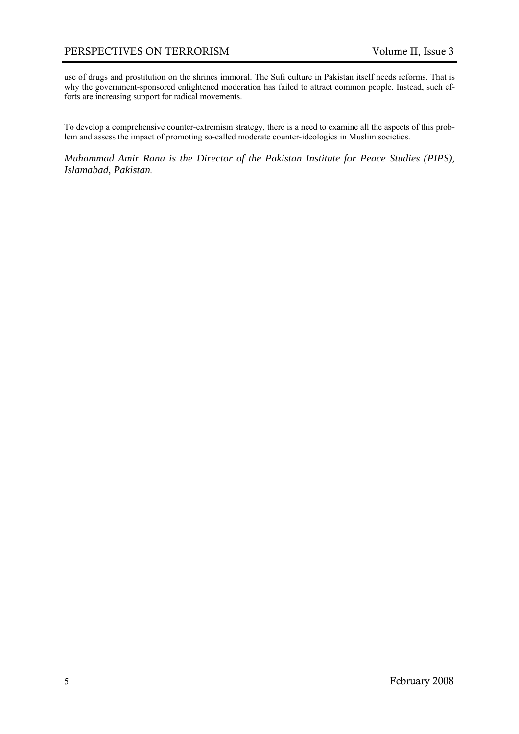use of drugs and prostitution on the shrines immoral. The Sufi culture in Pakistan itself needs reforms. That is why the government-sponsored enlightened moderation has failed to attract common people. Instead, such efforts are increasing support for radical movements.

To develop a comprehensive counter-extremism strategy, there is a need to examine all the aspects of this problem and assess the impact of promoting so-called moderate counter-ideologies in Muslim societies.

*Muhammad Amir Rana is the Director of the Pakistan Institute for Peace Studies (PIPS), Islamabad, Pakistan.*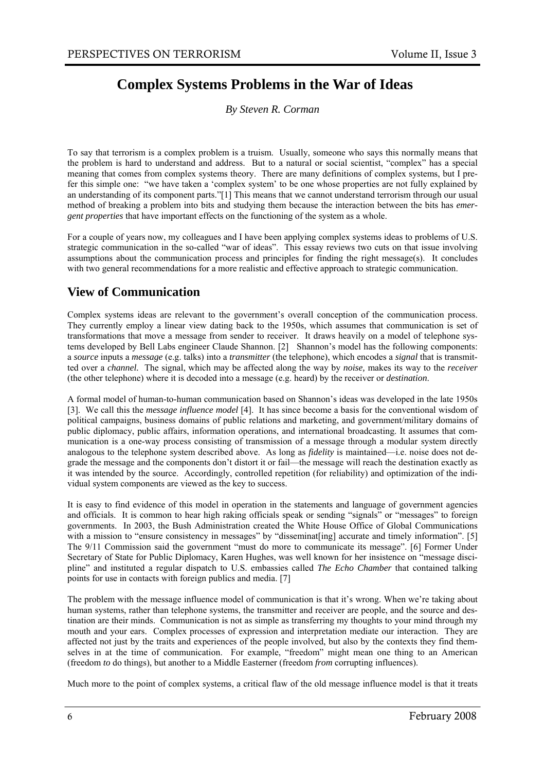# Complex Systems Problems in the War of Ideas

*By Steven R. Corman*

To say that terrorism is a complex problem is a truism. Usually, someone who says this normally means that the problem is hard to understand and address. But to a natural or social scientist, "complex" has a special meaning that comes from complex systems theory. There are many definitions of complex systems, but I prefer this simple one: "we have taken a 'complex system' to be one whose properties are not fully explained by an understanding of its component parts."[1] This means that we cannot understand terrorism through our usual method of breaking a problem into bits and studying them because the interaction between the bits has *emergent properties* that have important effects on the functioning of the system as a whole.

For a couple of years now, my colleagues and I have been applying complex systems ideas to problems of U.S. strategic communication in the so-called "war of ideas". This essay reviews two cuts on that issue involving assumptions about the communication process and principles for finding the right message(s). It concludes with two general recommendations for a more realistic and effective approach to strategic communication.

## View of Communication

Complex systems ideas are relevant to the government's overall conception of the communication process. They currently employ a linear view dating back to the 1950s, which assumes that communication is set of transformations that move a message from sender to receiver. It draws heavily on a model of telephone systems developed by Bell Labs engineer Claude Shannon. [2] Shannon's model has the following components: a *source* inputs a *message* (e.g. talks) into a *transmitter* (the telephone), which encodes a *signal* that is transmitted over a *channel.* The signal, which may be affected along the way by *noise,* makes its way to the *receiver* (the other telephone) where it is decoded into a message (e.g. heard) by the receiver or *destination*.

A formal model of human-to-human communication based on Shannon's ideas was developed in the late 1950s [3]. We call this the *message influence model* [4]. It has since become a basis for the conventional wisdom of political campaigns, business domains of public relations and marketing, and government/military domains of public diplomacy, public affairs, information operations, and international broadcasting. It assumes that communication is a one-way process consisting of transmission of a message through a modular system directly analogous to the telephone system described above. As long as *fidelity* is maintained—i.e. noise does not degrade the message and the components don't distort it or fail—the message will reach the destination exactly as it was intended by the source. Accordingly, controlled repetition (for reliability) and optimization of the individual system components are viewed as the key to success.

It is easy to find evidence of this model in operation in the statements and language of government agencies and officials. It is common to hear high raking officials speak or sending "signals" or "messages" to foreign governments. In 2003, the Bush Administration created the White House Office of Global Communications with a mission to "ensure consistency in messages" by "disseminat[ing] accurate and timely information". [5] The 9/11 Commission said the government "must do more to communicate its message". [6] Former Under Secretary of State for Public Diplomacy, Karen Hughes, was well known for her insistence on "message discipline" and instituted a regular dispatch to U.S. embassies called *The Echo Chamber* that contained talking points for use in contacts with foreign publics and media. [7]

The problem with the message influence model of communication is that it's wrong. When we're taking about human systems, rather than telephone systems, the transmitter and receiver are people, and the source and destination are their minds. Communication is not as simple as transferring my thoughts to your mind through my mouth and your ears. Complex processes of expression and interpretation mediate our interaction. They are affected not just by the traits and experiences of the people involved, but also by the contexts they find themselves in at the time of communication. For example, "freedom" might mean one thing to an American (freedom *to* do things), but another to a Middle Easterner (freedom *from* corrupting influences).

Much more to the point of complex systems, a critical flaw of the old message influence model is that it treats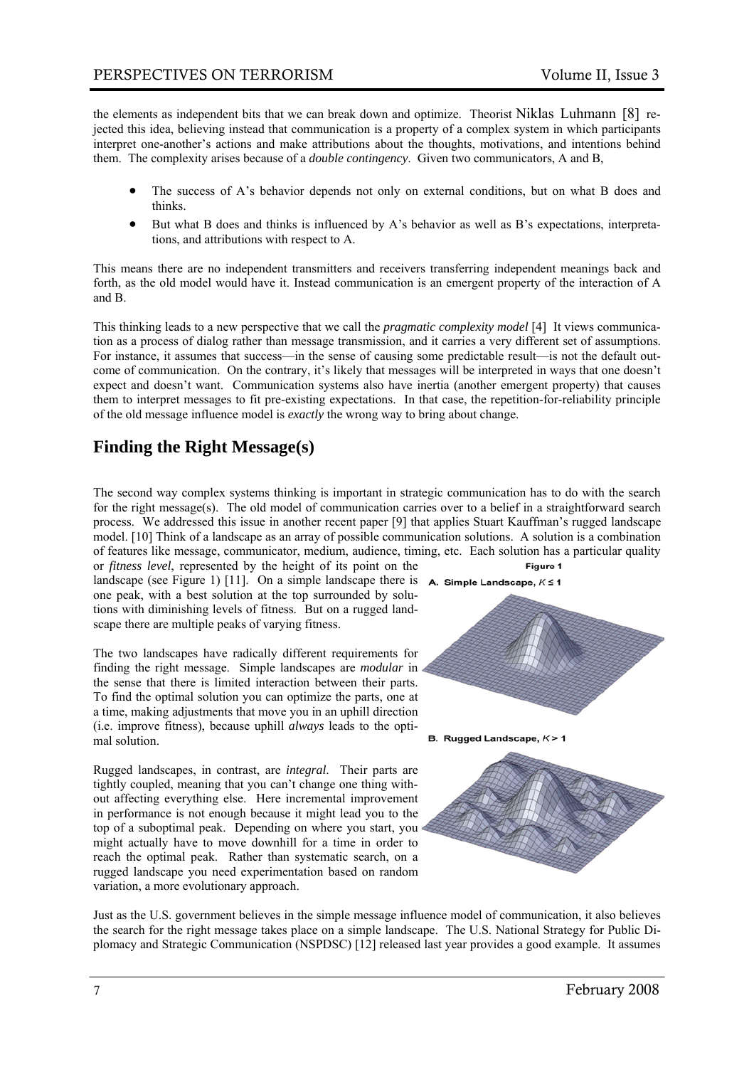the elements as independent bits that we can break down and optimize. Theorist Niklas Luhmann [8] rejected this idea, believing instead that communication is a property of a complex system in which participants interpret one-another's actions and make attributions about the thoughts, motivations, and intentions behind them. The complexity arises because of a *double contingency*. Given two communicators, A and B,

- The success of A's behavior depends not only on external conditions, but on what B does and thinks.
- But what B does and thinks is influenced by A's behavior as well as B's expectations, interpretations, and attributions with respect to A.

This means there are no independent transmitters and receivers transferring independent meanings back and forth, as the old model would have it. Instead communication is an emergent property of the interaction of A and B.

This thinking leads to a new perspective that we call the *pragmatic complexity model* [4] It views communication as a process of dialog rather than message transmission, and it carries a very different set of assumptions. For instance, it assumes that success—in the sense of causing some predictable result—is not the default outcome of communication. On the contrary, it's likely that messages will be interpreted in ways that one doesn't expect and doesn't want. Communication systems also have inertia (another emergent property) that causes them to interpret messages to fit pre-existing expectations. In that case, the repetition-for-reliability principle of the old message influence model is *exactly* the wrong way to bring about change.

## Finding the Right Message(s)

The second way complex systems thinking is important in strategic communication has to do with the search for the right message(s). The old model of communication carries over to a belief in a straightforward search process. We addressed this issue in another recent paper [9] that applies Stuart Kauffman's rugged landscape model. [10] Think of a landscape as an array of possible communication solutions. A solution is a combination of features like message, communicator, medium, audience, timing, etc. Each solution has a particular quality or *fitness level*, represented by the height of its point on the landscape (see Figure 1) [11]. On a simple landscape there is one peak, with a best solution at the top surrounded by solutions with diminishing levels of fitness. But on a rugged landscape there are multiple peaks of varying fitness.

Figure 1

A. Simple Landscape, $K \leq 1$

B. Rugged Landscape, $K > 1$

The two landscapes have radically different requirements for finding the right message. Simple landscapes are *modular* in the sense that there is limited interaction between their parts. To find the optimal solution you can optimize the parts, one at a time, making adjustments that move you in an uphill direction (i.e. improve fitness), because uphill *always* leads to the optimal solution.

Rugged landscapes, in contrast, are *integral*. Their parts are tightly coupled, meaning that you can't change one thing without affecting everything else. Here incremental improvement in performance is not enough because it might lead you to the top of a suboptimal peak. Depending on where you start, you might actually have to move downhill for a time in order to reach the optimal peak. Rather than systematic search, on a rugged landscape you need experimentation based on random variation, a more evolutionary approach.

Just as the U.S. government believes in the simple message influence model of communication, it also believes the search for the right message takes place on a simple landscape. The U.S. National Strategy for Public Diplomacy and Strategic Communication (NSPDSC) [12] released last year provides a good example. It assumes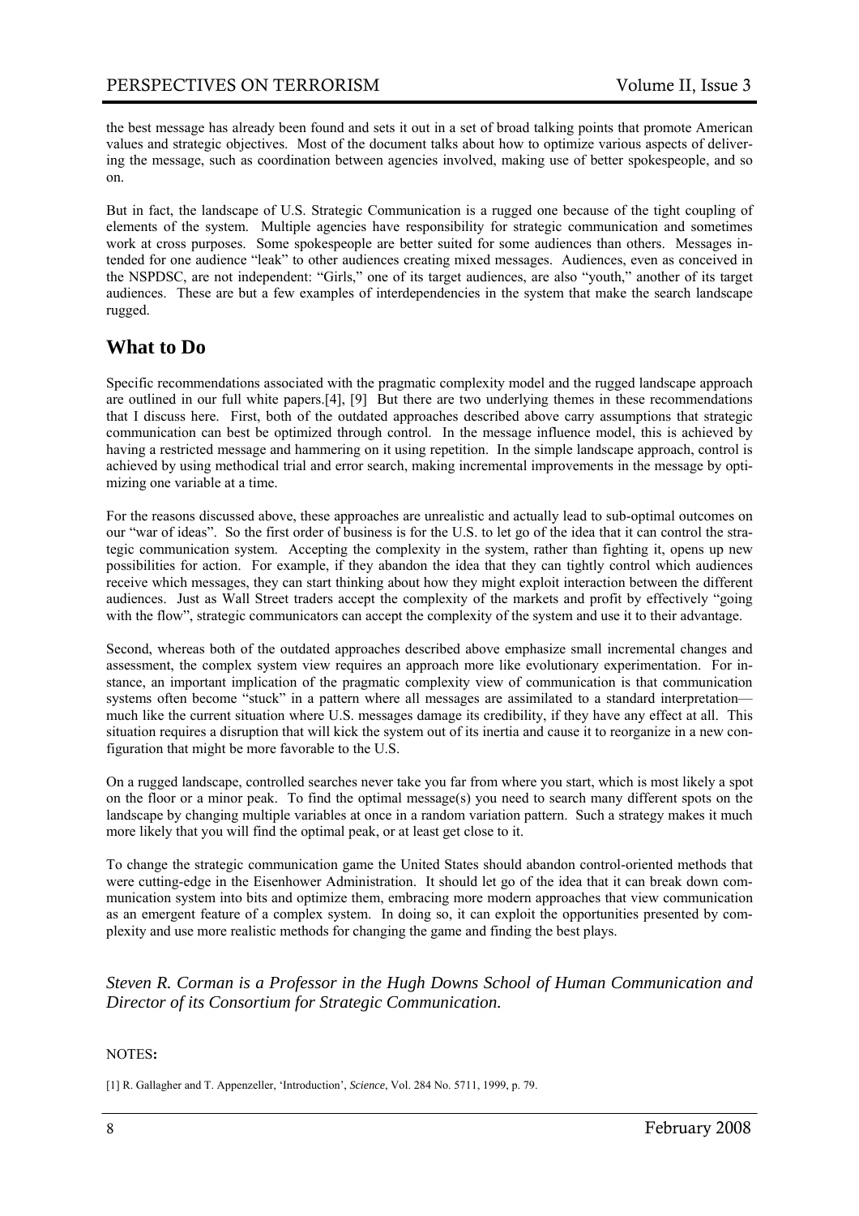the best message has already been found and sets it out in a set of broad talking points that promote American values and strategic objectives. Most of the document talks about how to optimize various aspects of delivering the message, such as coordination between agencies involved, making use of better spokespeople, and so on.

But in fact, the landscape of U.S. Strategic Communication is a rugged one because of the tight coupling of elements of the system. Multiple agencies have responsibility for strategic communication and sometimes work at cross purposes. Some spokespeople are better suited for some audiences than others. Messages intended for one audience "leak" to other audiences creating mixed messages. Audiences, even as conceived in the NSPDSC, are not independent: "Girls," one of its target audiences, are also "youth," another of its target audiences. These are but a few examples of interdependencies in the system that make the search landscape rugged.

## What to Do

Specific recommendations associated with the pragmatic complexity model and the rugged landscape approach are outlined in our full white papers.[4], [9] But there are two underlying themes in these recommendations that I discuss here. First, both of the outdated approaches described above carry assumptions that strategic communication can best be optimized through control. In the message influence model, this is achieved by having a restricted message and hammering on it using repetition. In the simple landscape approach, control is achieved by using methodical trial and error search, making incremental improvements in the message by optimizing one variable at a time.

For the reasons discussed above, these approaches are unrealistic and actually lead to sub-optimal outcomes on our "war of ideas". So the first order of business is for the U.S. to let go of the idea that it can control the strategic communication system. Accepting the complexity in the system, rather than fighting it, opens up new possibilities for action. For example, if they abandon the idea that they can tightly control which audiences receive which messages, they can start thinking about how they might exploit interaction between the different audiences. Just as Wall Street traders accept the complexity of the markets and profit by effectively "going with the flow", strategic communicators can accept the complexity of the system and use it to their advantage.

Second, whereas both of the outdated approaches described above emphasize small incremental changes and assessment, the complex system view requires an approach more like evolutionary experimentation. For instance, an important implication of the pragmatic complexity view of communication is that communication systems often become "stuck" in a pattern where all messages are assimilated to a standard interpretation—much like the current situation where U.S. messages damage its credibility, if they have any effect at all. This situation requires a disruption that will kick the system out of its inertia and cause it to reorganize in a new configuration that might be more favorable to the U.S.

On a rugged landscape, controlled searches never take you far from where you start, which is most likely a spot on the floor or a minor peak. To find the optimal message(s) you need to search many different spots on the landscape by changing multiple variables at once in a random variation pattern. Such a strategy makes it much more likely that you will find the optimal peak, or at least get close to it.

To change the strategic communication game the United States should abandon control-oriented methods that were cutting-edge in the Eisenhower Administration. It should let go of the idea that it can break down communication system into bits and optimize them, embracing more modern approaches that view communication as an emergent feature of a complex system. In doing so, it can exploit the opportunities presented by complexity and use more realistic methods for changing the game and finding the best plays.

*Steven R. Corman is a Professor in the Hugh Downs School of Human Communication and Director of its Consortium for Strategic Communication.*

NOTES:

[1] R. Gallagher and T. Appenzeller, 'Introduction', *Science*, Vol. 284 No. 5711, 1999, p. 79.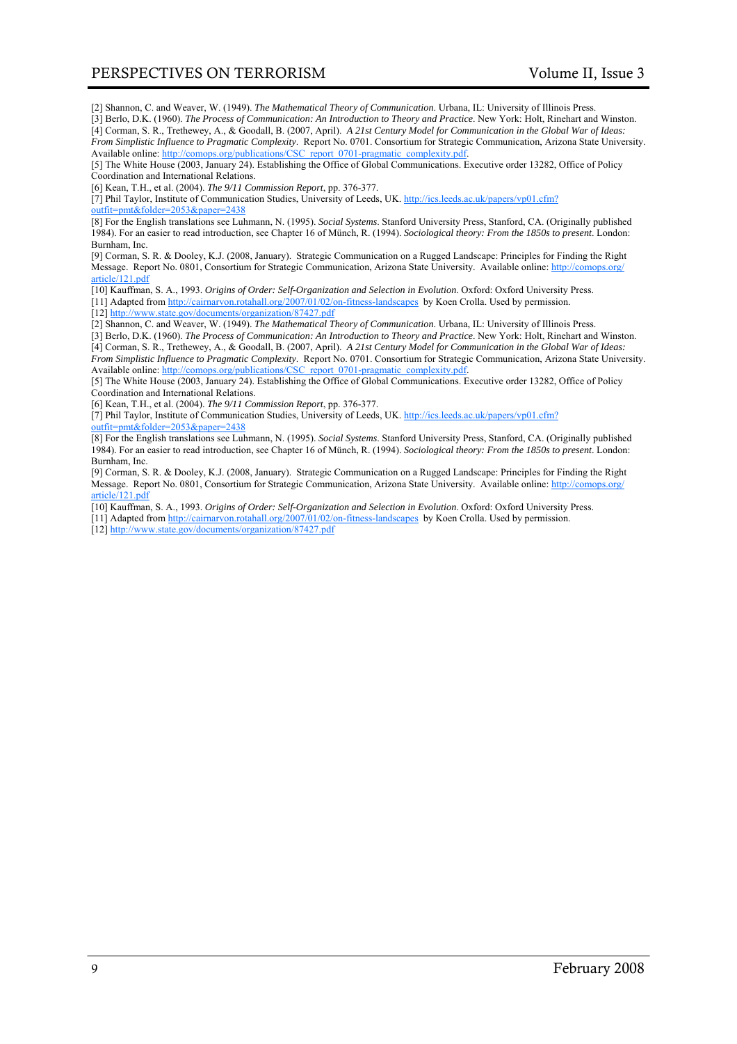[2] Shannon, C. and Weaver, W. (1949). *The Mathematical Theory of Communication*. Urbana, IL: University of Illinois Press.
[3] Berlo, D.K. (1960). *The Process of Communication: An Introduction to Theory and Practice*. New York: Holt, Rinehart and Winston.
[4] Corman, S. R., Trethewey, A., & Goodall, B. (2007, April). *A 21st Century Model for Communication in the Global War of Ideas: From Simplistic Influence to Pragmatic Complexity*. Report No. 0701. Consortium for Strategic Communication, Arizona State University. Available online: http://comops.org/publications/CSC_report_0701-pragmatic_complexity.pdf.
[5] The White House (2003, January 24). Establishing the Office of Global Communications. Executive order 13282, Office of Policy Coordination and International Relations.
[6] Kean, T.H., et al. (2004). *The 9/11 Commission Report*, pp. 376-377.
[7] Phil Taylor, Institute of Communication Studies, University of Leeds, UK. http://ics.leeds.ac.uk/papers/vp01.cfm?outfit=pmt&folder=2053&paper=2438
[8] For the English translations see Luhmann, N. (1995). *Social Systems*. Stanford University Press, Stanford, CA. (Originally published 1984). For an easier to read introduction, see Chapter 16 of Münch, R. (1994). *Sociological theory: From the 1850s to present*. London: Burnham, Inc.
[9] Corman, S. R. & Dooley, K.J. (2008, January). Strategic Communication on a Rugged Landscape: Principles for Finding the Right Message. Report No. 0801, Consortium for Strategic Communication, Arizona State University. Available online: http://comops.org/article/121.pdf
[10] Kauffman, S. A., 1993. *Origins of Order: Self-Organization and Selection in Evolution*. Oxford: Oxford University Press.
[11] Adapted from http://cairnarvon.rotahall.org/2007/01/02/on-fitness-landscapes by Koen Crolla. Used by permission.
[12] http://www.state.gov/documents/organization/87427.pdf
[2] Shannon, C. and Weaver, W. (1949). *The Mathematical Theory of Communication*. Urbana, IL: University of Illinois Press.
[3] Berlo, D.K. (1960). *The Process of Communication: An Introduction to Theory and Practice*. New York: Holt, Rinehart and Winston.
[4] Corman, S. R., Trethewey, A., & Goodall, B. (2007, April). *A 21st Century Model for Communication in the Global War of Ideas: From Simplistic Influence to Pragmatic Complexity*. Report No. 0701. Consortium for Strategic Communication, Arizona State University. Available online: http://comops.org/publications/CSC_report_0701-pragmatic_complexity.pdf.
[5] The White House (2003, January 24). Establishing the Office of Global Communications. Executive order 13282, Office of Policy Coordination and International Relations.
[6] Kean, T.H., et al. (2004). *The 9/11 Commission Report*, pp. 376-377.
[7] Phil Taylor, Institute of Communication Studies, University of Leeds, UK. http://ics.leeds.ac.uk/papers/vp01.cfm?outfit=pmt&folder=2053&paper=2438
[8] For the English translations see Luhmann, N. (1995). *Social Systems*. Stanford University Press, Stanford, CA. (Originally published 1984). For an easier to read introduction, see Chapter 16 of Münch, R. (1994). *Sociological theory: From the 1850s to present*. London: Burnham, Inc.
[9] Corman, S. R. & Dooley, K.J. (2008, January). Strategic Communication on a Rugged Landscape: Principles for Finding the Right Message. Report No. 0801, Consortium for Strategic Communication, Arizona State University. Available online: http://comops.org/article/121.pdf
[10] Kauffman, S. A., 1993. *Origins of Order: Self-Organization and Selection in Evolution*. Oxford: Oxford University Press.
[11] Adapted from http://cairnarvon.rotahall.org/2007/01/02/on-fitness-landscapes by Koen Crolla. Used by permission.
[12] http://www.state.gov/documents/organization/87427.pdf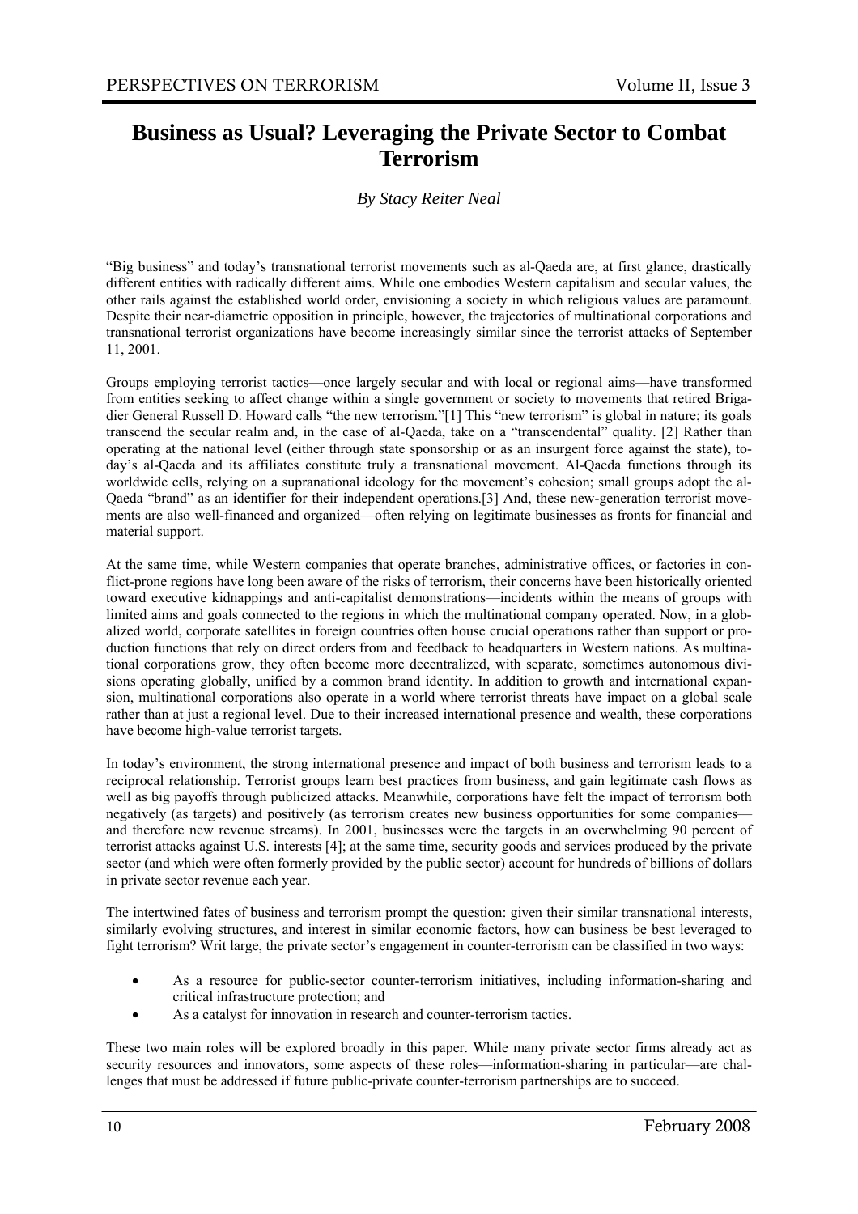# Business as Usual? Leveraging the Private Sector to Combat Terrorism

*By Stacy Reiter Neal*

"Big business" and today's transnational terrorist movements such as al-Qaeda are, at first glance, drastically different entities with radically different aims. While one embodies Western capitalism and secular values, the other rails against the established world order, envisioning a society in which religious values are paramount. Despite their near-diametric opposition in principle, however, the trajectories of multinational corporations and transnational terrorist organizations have become increasingly similar since the terrorist attacks of September 11, 2001.

Groups employing terrorist tactics—once largely secular and with local or regional aims—have transformed from entities seeking to affect change within a single government or society to movements that retired Brigadier General Russell D. Howard calls "the new terrorism."[1] This "new terrorism" is global in nature; its goals transcend the secular realm and, in the case of al-Qaeda, take on a "transcendental" quality. [2] Rather than operating at the national level (either through state sponsorship or as an insurgent force against the state), today's al-Qaeda and its affiliates constitute truly a transnational movement. Al-Qaeda functions through its worldwide cells, relying on a supranational ideology for the movement's cohesion; small groups adopt the al-Qaeda "brand" as an identifier for their independent operations.[3] And, these new-generation terrorist movements are also well-financed and organized—often relying on legitimate businesses as fronts for financial and material support.

At the same time, while Western companies that operate branches, administrative offices, or factories in conflict-prone regions have long been aware of the risks of terrorism, their concerns have been historically oriented toward executive kidnappings and anti-capitalist demonstrations—incidents within the means of groups with limited aims and goals connected to the regions in which the multinational company operated. Now, in a globalized world, corporate satellites in foreign countries often house crucial operations rather than support or production functions that rely on direct orders from and feedback to headquarters in Western nations. As multinational corporations grow, they often become more decentralized, with separate, sometimes autonomous divisions operating globally, unified by a common brand identity. In addition to growth and international expansion, multinational corporations also operate in a world where terrorist threats have impact on a global scale rather than at just a regional level. Due to their increased international presence and wealth, these corporations have become high-value terrorist targets.

In today's environment, the strong international presence and impact of both business and terrorism leads to a reciprocal relationship. Terrorist groups learn best practices from business, and gain legitimate cash flows as well as big payoffs through publicized attacks. Meanwhile, corporations have felt the impact of terrorism both negatively (as targets) and positively (as terrorism creates new business opportunities for some companies—and therefore new revenue streams). In 2001, businesses were the targets in an overwhelming 90 percent of terrorist attacks against U.S. interests [4]; at the same time, security goods and services produced by the private sector (and which were often formerly provided by the public sector) account for hundreds of billions of dollars in private sector revenue each year.

The intertwined fates of business and terrorism prompt the question: given their similar transnational interests, similarly evolving structures, and interest in similar economic factors, how can business be best leveraged to fight terrorism? Writ large, the private sector's engagement in counter-terrorism can be classified in two ways:

- As a resource for public-sector counter-terrorism initiatives, including information-sharing and critical infrastructure protection; and
- As a catalyst for innovation in research and counter-terrorism tactics.

These two main roles will be explored broadly in this paper. While many private sector firms already act as security resources and innovators, some aspects of these roles—information-sharing in particular—are challenges that must be addressed if future public-private counter-terrorism partnerships are to succeed.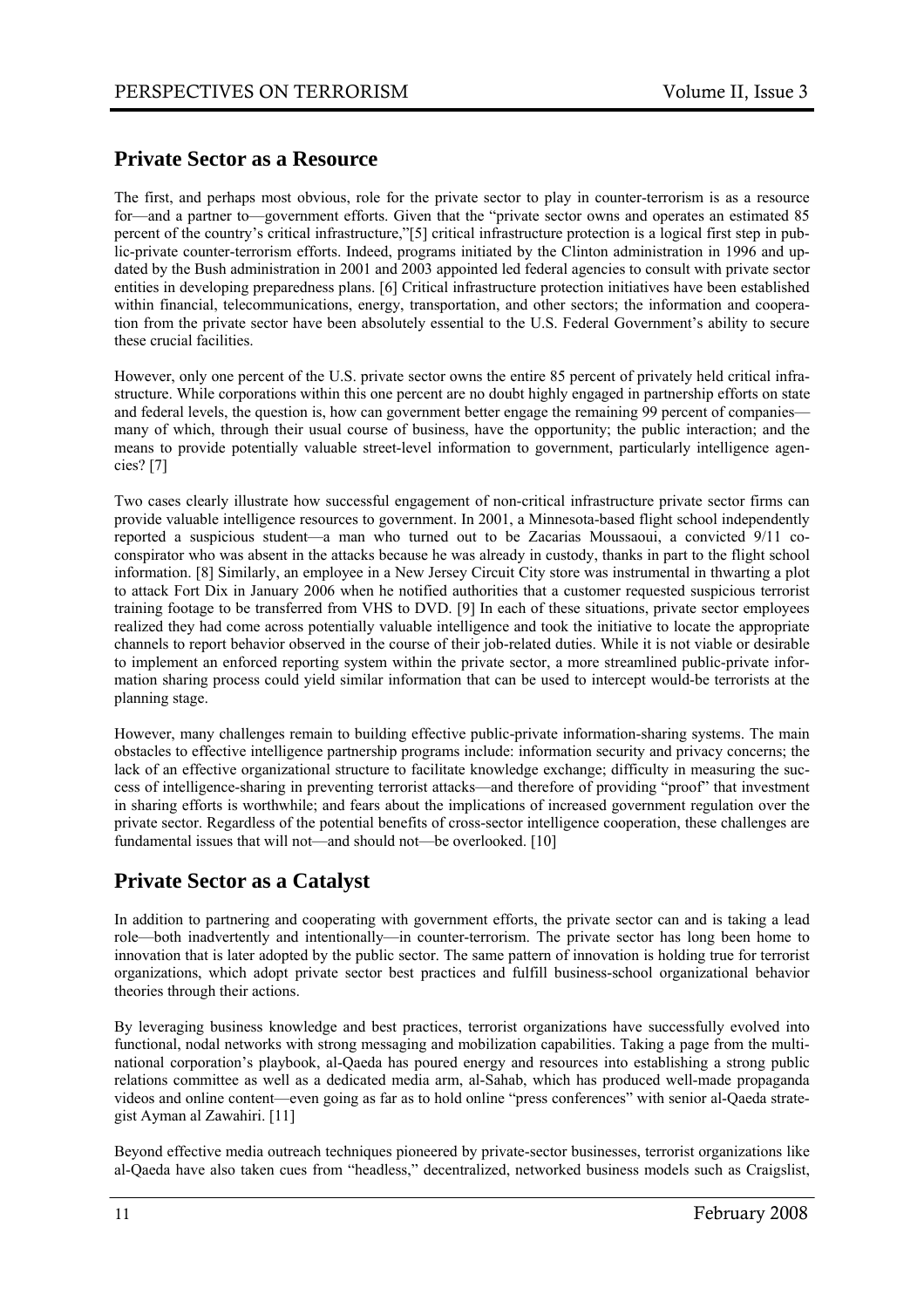## Private Sector as a Resource

The first, and perhaps most obvious, role for the private sector to play in counter-terrorism is as a resource for—and a partner to—government efforts. Given that the "private sector owns and operates an estimated 85 percent of the country's critical infrastructure,"[5] critical infrastructure protection is a logical first step in public-private counter-terrorism efforts. Indeed, programs initiated by the Clinton administration in 1996 and updated by the Bush administration in 2001 and 2003 appointed led federal agencies to consult with private sector entities in developing preparedness plans. [6] Critical infrastructure protection initiatives have been established within financial, telecommunications, energy, transportation, and other sectors; the information and cooperation from the private sector have been absolutely essential to the U.S. Federal Government's ability to secure these crucial facilities.

However, only one percent of the U.S. private sector owns the entire 85 percent of privately held critical infrastructure. While corporations within this one percent are no doubt highly engaged in partnership efforts on state and federal levels, the question is, how can government better engage the remaining 99 percent of companies—many of which, through their usual course of business, have the opportunity; the public interaction; and the means to provide potentially valuable street-level information to government, particularly intelligence agencies? [7]

Two cases clearly illustrate how successful engagement of non-critical infrastructure private sector firms can provide valuable intelligence resources to government. In 2001, a Minnesota-based flight school independently reported a suspicious student—a man who turned out to be Zacarias Moussaoui, a convicted 9/11 co-conspirator who was absent in the attacks because he was already in custody, thanks in part to the flight school information. [8] Similarly, an employee in a New Jersey Circuit City store was instrumental in thwarting a plot to attack Fort Dix in January 2006 when he notified authorities that a customer requested suspicious terrorist training footage to be transferred from VHS to DVD. [9] In each of these situations, private sector employees realized they had come across potentially valuable intelligence and took the initiative to locate the appropriate channels to report behavior observed in the course of their job-related duties. While it is not viable or desirable to implement an enforced reporting system within the private sector, a more streamlined public-private information sharing process could yield similar information that can be used to intercept would-be terrorists at the planning stage.

However, many challenges remain to building effective public-private information-sharing systems. The main obstacles to effective intelligence partnership programs include: information security and privacy concerns; the lack of an effective organizational structure to facilitate knowledge exchange; difficulty in measuring the success of intelligence-sharing in preventing terrorist attacks—and therefore of providing "proof" that investment in sharing efforts is worthwhile; and fears about the implications of increased government regulation over the private sector. Regardless of the potential benefits of cross-sector intelligence cooperation, these challenges are fundamental issues that will not—and should not—be overlooked. [10]

## Private Sector as a Catalyst

In addition to partnering and cooperating with government efforts, the private sector can and is taking a lead role—both inadvertently and intentionally—in counter-terrorism. The private sector has long been home to innovation that is later adopted by the public sector. The same pattern of innovation is holding true for terrorist organizations, which adopt private sector best practices and fulfill business-school organizational behavior theories through their actions.

By leveraging business knowledge and best practices, terrorist organizations have successfully evolved into functional, nodal networks with strong messaging and mobilization capabilities. Taking a page from the multinational corporation's playbook, al-Qaeda has poured energy and resources into establishing a strong public relations committee as well as a dedicated media arm, al-Sahab, which has produced well-made propaganda videos and online content—even going as far as to hold online "press conferences" with senior al-Qaeda strategist Ayman al Zawahiri. [11]

Beyond effective media outreach techniques pioneered by private-sector businesses, terrorist organizations like al-Qaeda have also taken cues from "headless," decentralized, networked business models such as Craigslist,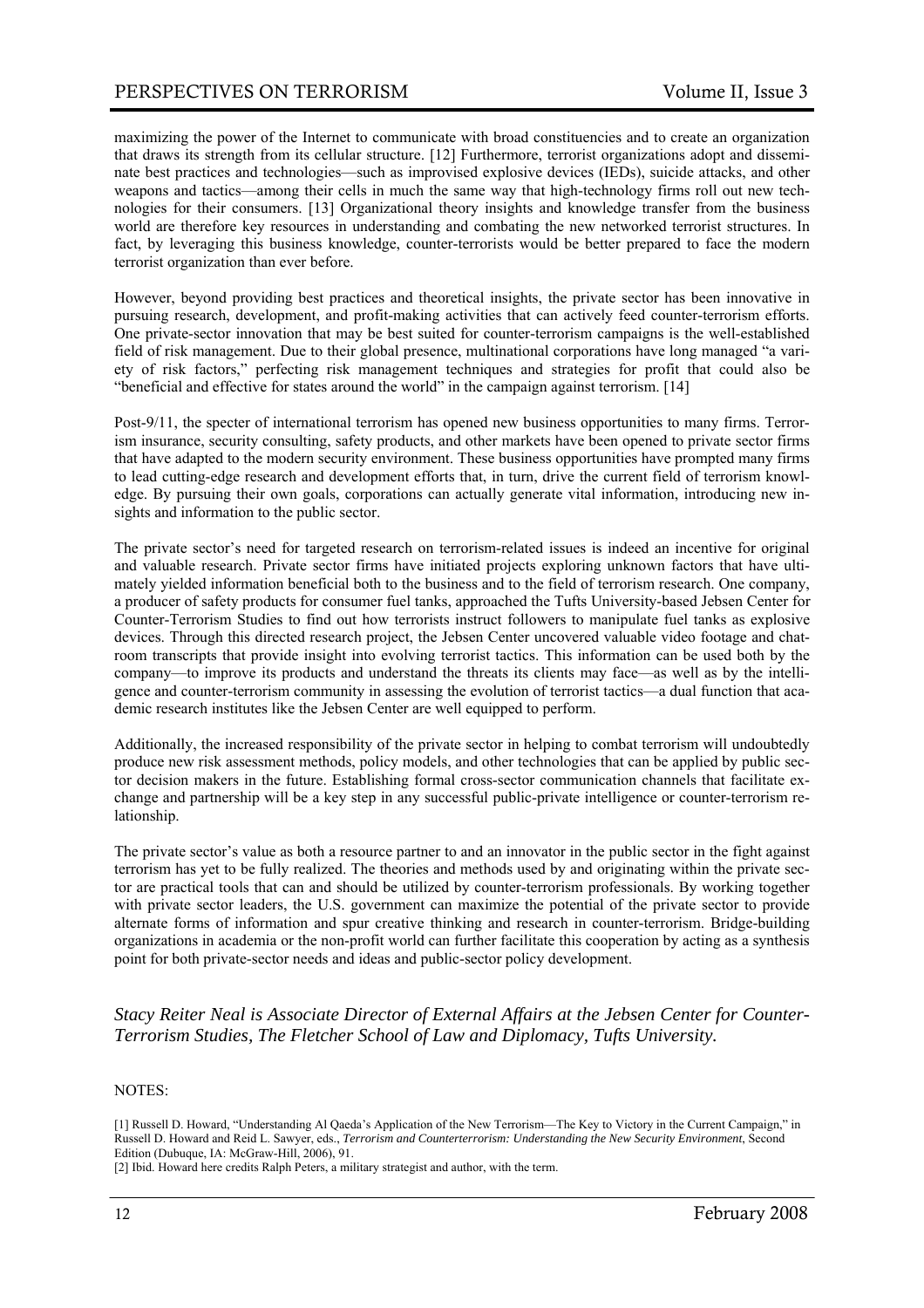maximizing the power of the Internet to communicate with broad constituencies and to create an organization that draws its strength from its cellular structure. [12] Furthermore, terrorist organizations adopt and disseminate best practices and technologies—such as improvised explosive devices (IEDs), suicide attacks, and other weapons and tactics—among their cells in much the same way that high-technology firms roll out new technologies for their consumers. [13] Organizational theory insights and knowledge transfer from the business world are therefore key resources in understanding and combating the new networked terrorist structures. In fact, by leveraging this business knowledge, counter-terrorists would be better prepared to face the modern terrorist organization than ever before.

However, beyond providing best practices and theoretical insights, the private sector has been innovative in pursuing research, development, and profit-making activities that can actively feed counter-terrorism efforts. One private-sector innovation that may be best suited for counter-terrorism campaigns is the well-established field of risk management. Due to their global presence, multinational corporations have long managed "a variety of risk factors," perfecting risk management techniques and strategies for profit that could also be "beneficial and effective for states around the world" in the campaign against terrorism. [14]

Post-9/11, the specter of international terrorism has opened new business opportunities to many firms. Terrorism insurance, security consulting, safety products, and other markets have been opened to private sector firms that have adapted to the modern security environment. These business opportunities have prompted many firms to lead cutting-edge research and development efforts that, in turn, drive the current field of terrorism knowledge. By pursuing their own goals, corporations can actually generate vital information, introducing new insights and information to the public sector.

The private sector's need for targeted research on terrorism-related issues is indeed an incentive for original and valuable research. Private sector firms have initiated projects exploring unknown factors that have ultimately yielded information beneficial both to the business and to the field of terrorism research. One company, a producer of safety products for consumer fuel tanks, approached the Tufts University-based Jebsen Center for Counter-Terrorism Studies to find out how terrorists instruct followers to manipulate fuel tanks as explosive devices. Through this directed research project, the Jebsen Center uncovered valuable video footage and chat-room transcripts that provide insight into evolving terrorist tactics. This information can be used both by the company—to improve its products and understand the threats its clients may face—as well as by the intelligence and counter-terrorism community in assessing the evolution of terrorist tactics—a dual function that academic research institutes like the Jebsen Center are well equipped to perform.

Additionally, the increased responsibility of the private sector in helping to combat terrorism will undoubtedly produce new risk assessment methods, policy models, and other technologies that can be applied by public sector decision makers in the future. Establishing formal cross-sector communication channels that facilitate exchange and partnership will be a key step in any successful public-private intelligence or counter-terrorism relationship.

The private sector's value as both a resource partner to and an innovator in the public sector in the fight against terrorism has yet to be fully realized. The theories and methods used by and originating within the private sector are practical tools that can and should be utilized by counter-terrorism professionals. By working together with private sector leaders, the U.S. government can maximize the potential of the private sector to provide alternate forms of information and spur creative thinking and research in counter-terrorism. Bridge-building organizations in academia or the non-profit world can further facilitate this cooperation by acting as a synthesis point for both private-sector needs and ideas and public-sector policy development.

*Stacy Reiter Neal is Associate Director of External Affairs at the Jebsen Center for Counter-Terrorism Studies, The Fletcher School of Law and Diplomacy, Tufts University.*

NOTES:

[1] Russell D. Howard, "Understanding Al Qaeda's Application of the New Terrorism—The Key to Victory in the Current Campaign," in Russell D. Howard and Reid L. Sawyer, eds., *Terrorism and Counterterrorism: Understanding the New Security Environment*, Second Edition (Dubuque, IA: McGraw-Hill, 2006), 91.

[2] Ibid. Howard here credits Ralph Peters, a military strategist and author, with the term.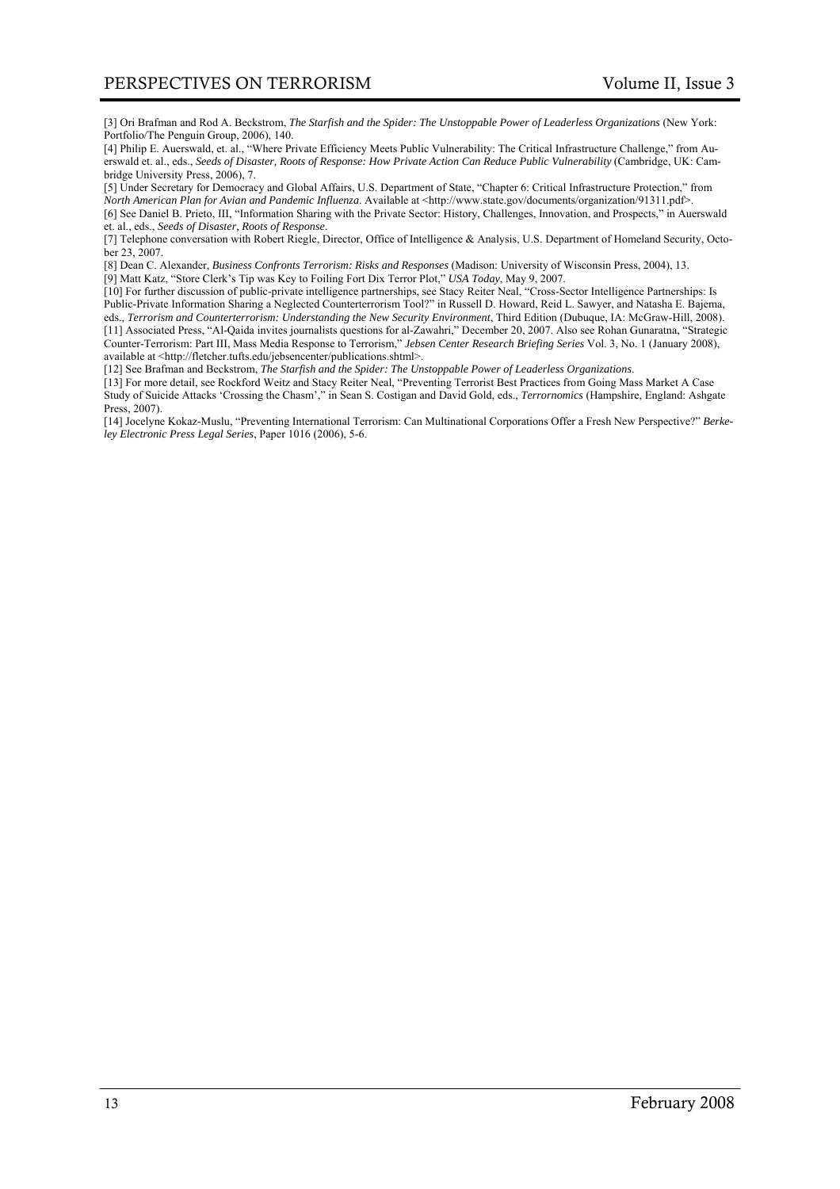[3] Ori Brafman and Rod A. Beckstrom, *The Starfish and the Spider: The Unstoppable Power of Leaderless Organizations* (New York: Portfolio/The Penguin Group, 2006), 140.

[4] Philip E. Auerswald, et. al., "Where Private Efficiency Meets Public Vulnerability: The Critical Infrastructure Challenge," from Auerswald et. al., eds., *Seeds of Disaster, Roots of Response: How Private Action Can Reduce Public Vulnerability* (Cambridge, UK: Cambridge University Press, 2006), 7.

[5] Under Secretary for Democracy and Global Affairs, U.S. Department of State, "Chapter 6: Critical Infrastructure Protection," from *North American Plan for Avian and Pandemic Influenza*. Available at <http://www.state.gov/documents/organization/91311.pdf>.

[6] See Daniel B. Prieto, III, "Information Sharing with the Private Sector: History, Challenges, Innovation, and Prospects," in Auerswald et. al., eds., *Seeds of Disaster, Roots of Response*.

[7] Telephone conversation with Robert Riegle, Director, Office of Intelligence & Analysis, U.S. Department of Homeland Security, October 23, 2007.

[8] Dean C. Alexander, *Business Confronts Terrorism: Risks and Responses* (Madison: University of Wisconsin Press, 2004), 13.

[9] Matt Katz, "Store Clerk's Tip was Key to Foiling Fort Dix Terror Plot," *USA Today*, May 9, 2007.

[10] For further discussion of public-private intelligence partnerships, see Stacy Reiter Neal, "Cross-Sector Intelligence Partnerships: Is Public-Private Information Sharing a Neglected Counterterrorism Tool?" in Russell D. Howard, Reid L. Sawyer, and Natasha E. Bajema, eds., *Terrorism and Counterterrorism: Understanding the New Security Environment*, Third Edition (Dubuque, IA: McGraw-Hill, 2008).

[11] Associated Press, "Al-Qaida invites journalists questions for al-Zawahri," December 20, 2007. Also see Rohan Gunaratna, "Strategic Counter-Terrorism: Part III, Mass Media Response to Terrorism," *Jebsen Center Research Briefing Series* Vol. 3, No. 1 (January 2008), available at <http://fletcher.tufts.edu/jebsencenter/publications.shtml>.

[12] See Brafman and Beckstrom, *The Starfish and the Spider: The Unstoppable Power of Leaderless Organizations*.

[13] For more detail, see Rockford Weitz and Stacy Reiter Neal, "Preventing Terrorist Best Practices from Going Mass Market A Case Study of Suicide Attacks 'Crossing the Chasm'," in Sean S. Costigan and David Gold, eds., *Terrornomics* (Hampshire, England: Ashgate Press, 2007).

[14] Jocelyne Kokaz-Muslu, "Preventing International Terrorism: Can Multinational Corporations Offer a Fresh New Perspective?" *Berkeley Electronic Press Legal Series*, Paper 1016 (2006), 5-6.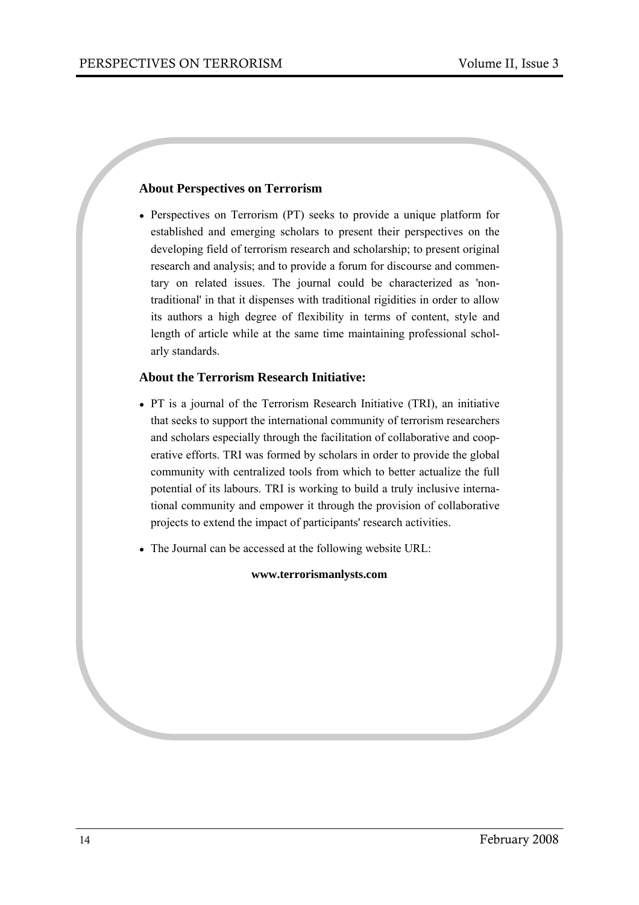### About Perspectives on Terrorism

- Perspectives on Terrorism (PT) seeks to provide a unique platform for established and emerging scholars to present their perspectives on the developing field of terrorism research and scholarship; to present original research and analysis; and to provide a forum for discourse and commentary on related issues. The journal could be characterized as 'non-traditional' in that it dispenses with traditional rigidities in order to allow its authors a high degree of flexibility in terms of content, style and length of article while at the same time maintaining professional scholarly standards.

### About the Terrorism Research Initiative:

- PT is a journal of the Terrorism Research Initiative (TRI), an initiative that seeks to support the international community of terrorism researchers and scholars especially through the facilitation of collaborative and cooperative efforts. TRI was formed by scholars in order to provide the global community with centralized tools from which to better actualize the full potential of its labours. TRI is working to build a truly inclusive international community and empower it through the provision of collaborative projects to extend the impact of participants' research activities.
- The Journal can be accessed at the following website URL:

**www.terrorismanlysts.com**